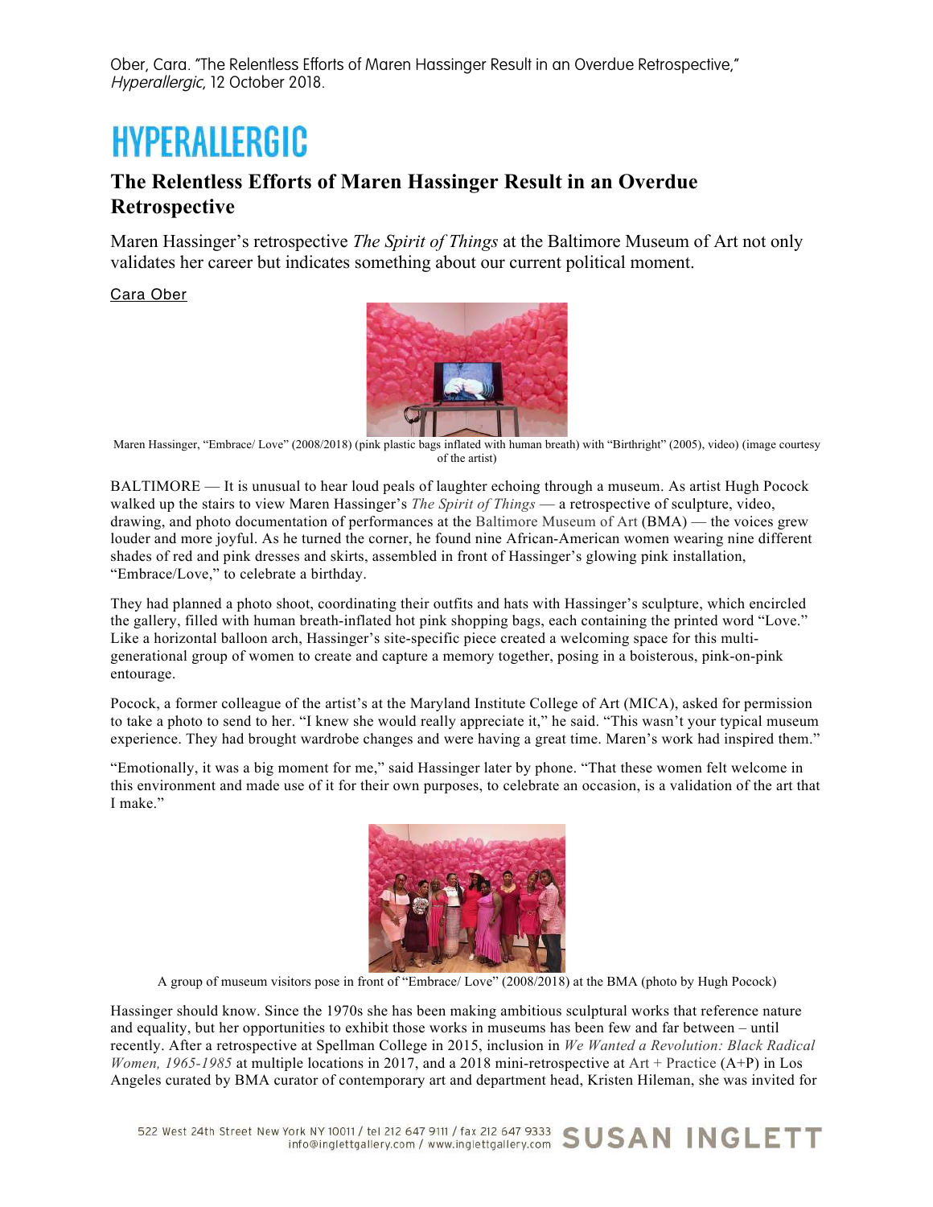Ober, Cara. "The Relentless Efforts of Maren Hassinger Result in an Overdue Retrospective," *Hyperallergic*, 12 October 2018.

# HYPERALLERGIC

## The Relentless Efforts of Maren Hassinger Result in an Overdue Retrospective

Maren Hassinger's retrospective *The Spirit of Things* at the Baltimore Museum of Art not only validates her career but indicates something about our current political moment.

Cara Ober

Maren Hassinger, "Embrace/ Love" (2008/2018) (pink plastic bags inflated with human breath) with "Birthright" (2005), video) (image courtesy of the artist)

BALTIMORE — It is unusual to hear loud peals of laughter echoing through a museum. As artist Hugh Pocock walked up the stairs to view Maren Hassinger's *The Spirit of Things* — a retrospective of sculpture, video, drawing, and photo documentation of performances at the Baltimore Museum of Art (BMA) — the voices grew louder and more joyful. As he turned the corner, he found nine African-American women wearing nine different shades of red and pink dresses and skirts, assembled in front of Hassinger's glowing pink installation, "Embrace/Love," to celebrate a birthday.

They had planned a photo shoot, coordinating their outfits and hats with Hassinger's sculpture, which encircled the gallery, filled with human breath-inflated hot pink shopping bags, each containing the printed word "Love." Like a horizontal balloon arch, Hassinger's site-specific piece created a welcoming space for this multi-generational group of women to create and capture a memory together, posing in a boisterous, pink-on-pink entourage.

Pocock, a former colleague of the artist's at the Maryland Institute College of Art (MICA), asked for permission to take a photo to send to her. "I knew she would really appreciate it," he said. "This wasn't your typical museum experience. They had brought wardrobe changes and were having a great time. Maren's work had inspired them."

"Emotionally, it was a big moment for me," said Hassinger later by phone. "That these women felt welcome in this environment and made use of it for their own purposes, to celebrate an occasion, is a validation of the art that I make."

A group of museum visitors pose in front of "Embrace/ Love" (2008/2018) at the BMA (photo by Hugh Pocock)

Hassinger should know. Since the 1970s she has been making ambitious sculptural works that reference nature and equality, but her opportunities to exhibit those works in museums has been few and far between – until recently. After a retrospective at Spellman College in 2015, inclusion in *We Wanted a Revolution: Black Radical Women, 1965-1985* at multiple locations in 2017, and a 2018 mini-retrospective at Art + Practice (A+P) in Los Angeles curated by BMA curator of contemporary art and department head, Kristen Hileman, she was invited for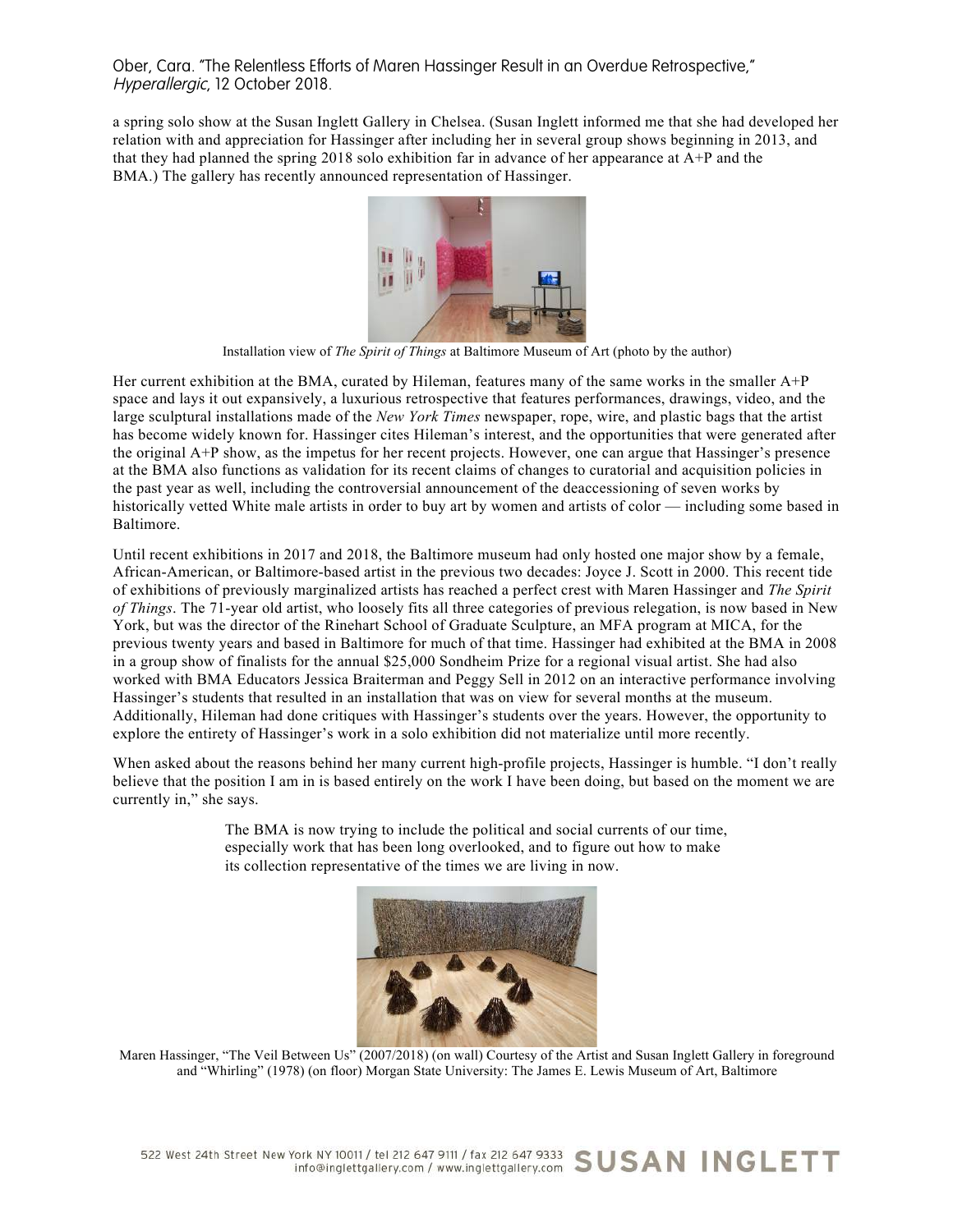a spring solo show at the Susan Inglett Gallery in Chelsea. (Susan Inglett informed me that she had developed her relation with and appreciation for Hassinger after including her in several group shows beginning in 2013, and that they had planned the spring 2018 solo exhibition far in advance of her appearance at A+P and the BMA.) The gallery has recently announced representation of Hassinger.

Installation view of *The Spirit of Things* at Baltimore Museum of Art (photo by the author)

Her current exhibition at the BMA, curated by Hileman, features many of the same works in the smaller A+P space and lays it out expansively, a luxurious retrospective that features performances, drawings, video, and the large sculptural installations made of the *New York Times* newspaper, rope, wire, and plastic bags that the artist has become widely known for. Hassinger cites Hileman's interest, and the opportunities that were generated after the original A+P show, as the impetus for her recent projects. However, one can argue that Hassinger's presence at the BMA also functions as validation for its recent claims of changes to curatorial and acquisition policies in the past year as well, including the controversial announcement of the deaccessioning of seven works by historically vetted White male artists in order to buy art by women and artists of color — including some based in Baltimore.

Until recent exhibitions in 2017 and 2018, the Baltimore museum had only hosted one major show by a female, African-American, or Baltimore-based artist in the previous two decades: Joyce J. Scott in 2000. This recent tide of exhibitions of previously marginalized artists has reached a perfect crest with Maren Hassinger and *The Spirit of Things*. The 71-year old artist, who loosely fits all three categories of previous relegation, is now based in New York, but was the director of the Rinehart School of Graduate Sculpture, an MFA program at MICA, for the previous twenty years and based in Baltimore for much of that time. Hassinger had exhibited at the BMA in 2008 in a group show of finalists for the annual $25,000 Sondheim Prize for a regional visual artist. She had also worked with BMA Educators Jessica Braiterman and Peggy Sell in 2012 on an interactive performance involving Hassinger's students that resulted in an installation that was on view for several months at the museum. Additionally, Hileman had done critiques with Hassinger's students over the years. However, the opportunity to explore the entirety of Hassinger's work in a solo exhibition did not materialize until more recently.

When asked about the reasons behind her many current high-profile projects, Hassinger is humble. "I don't really believe that the position I am in is based entirely on the work I have been doing, but based on the moment we are currently in," she says.

> The BMA is now trying to include the political and social currents of our time, especially work that has been long overlooked, and to figure out how to make its collection representative of the times we are living in now.

Maren Hassinger, "The Veil Between Us" (2007/2018) (on wall) Courtesy of the Artist and Susan Inglett Gallery in foreground and "Whirling" (1978) (on floor) Morgan State University: The James E. Lewis Museum of Art, Baltimore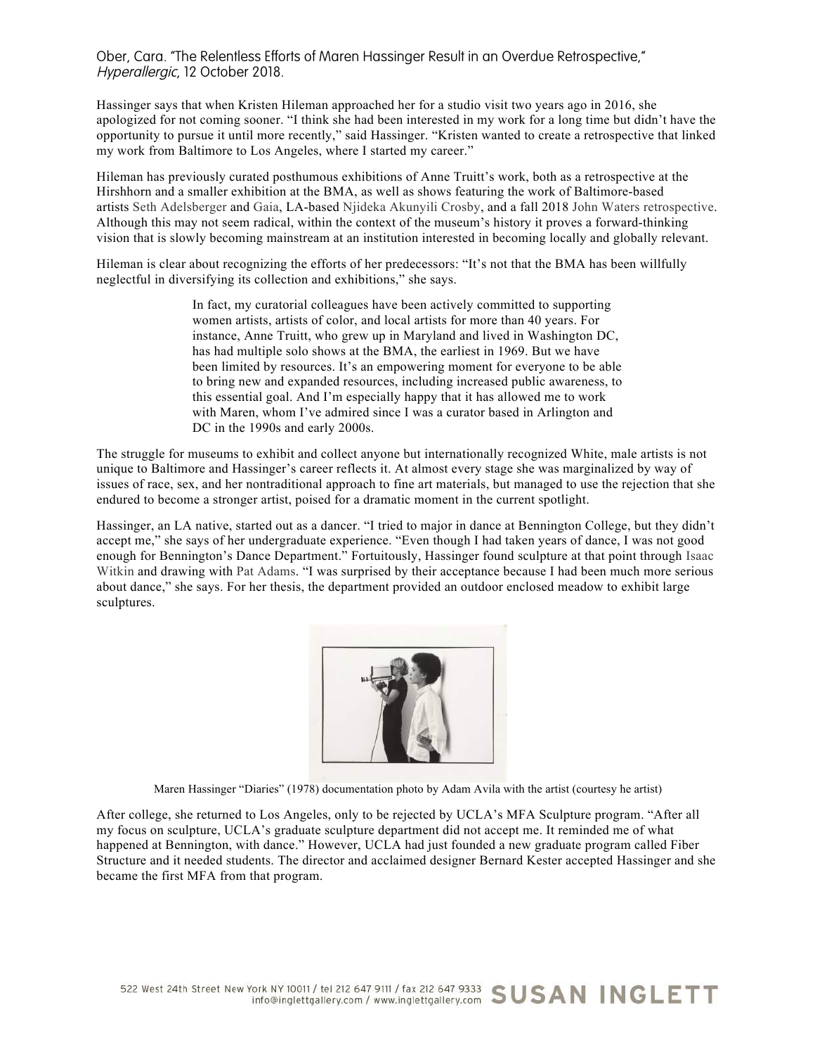Hassinger says that when Kristen Hileman approached her for a studio visit two years ago in 2016, she apologized for not coming sooner. "I think she had been interested in my work for a long time but didn't have the opportunity to pursue it until more recently," said Hassinger. "Kristen wanted to create a retrospective that linked my work from Baltimore to Los Angeles, where I started my career."

Hileman has previously curated posthumous exhibitions of Anne Truitt's work, both as a retrospective at the Hirshhorn and a smaller exhibition at the BMA, as well as shows featuring the work of Baltimore-based artists Seth Adelsberger and Gaia, LA-based Njideka Akunyili Crosby, and a fall 2018 John Waters retrospective. Although this may not seem radical, within the context of the museum's history it proves a forward-thinking vision that is slowly becoming mainstream at an institution interested in becoming locally and globally relevant.

Hileman is clear about recognizing the efforts of her predecessors: "It's not that the BMA has been willfully neglectful in diversifying its collection and exhibitions," she says.

> In fact, my curatorial colleagues have been actively committed to supporting women artists, artists of color, and local artists for more than 40 years. For instance, Anne Truitt, who grew up in Maryland and lived in Washington DC, has had multiple solo shows at the BMA, the earliest in 1969. But we have been limited by resources. It's an empowering moment for everyone to be able to bring new and expanded resources, including increased public awareness, to this essential goal. And I'm especially happy that it has allowed me to work with Maren, whom I've admired since I was a curator based in Arlington and DC in the 1990s and early 2000s.

The struggle for museums to exhibit and collect anyone but internationally recognized White, male artists is not unique to Baltimore and Hassinger's career reflects it. At almost every stage she was marginalized by way of issues of race, sex, and her nontraditional approach to fine art materials, but managed to use the rejection that she endured to become a stronger artist, poised for a dramatic moment in the current spotlight.

Hassinger, an LA native, started out as a dancer. "I tried to major in dance at Bennington College, but they didn't accept me," she says of her undergraduate experience. "Even though I had taken years of dance, I was not good enough for Bennington's Dance Department." Fortuitously, Hassinger found sculpture at that point through Isaac Witkin and drawing with Pat Adams. "I was surprised by their acceptance because I had been much more serious about dance," she says. For her thesis, the department provided an outdoor enclosed meadow to exhibit large sculptures.

Maren Hassinger "Diaries" (1978) documentation photo by Adam Avila with the artist (courtesy he artist)

After college, she returned to Los Angeles, only to be rejected by UCLA's MFA Sculpture program. "After all my focus on sculpture, UCLA's graduate sculpture department did not accept me. It reminded me of what happened at Bennington, with dance." However, UCLA had just founded a new graduate program called Fiber Structure and it needed students. The director and acclaimed designer Bernard Kester accepted Hassinger and she became the first MFA from that program.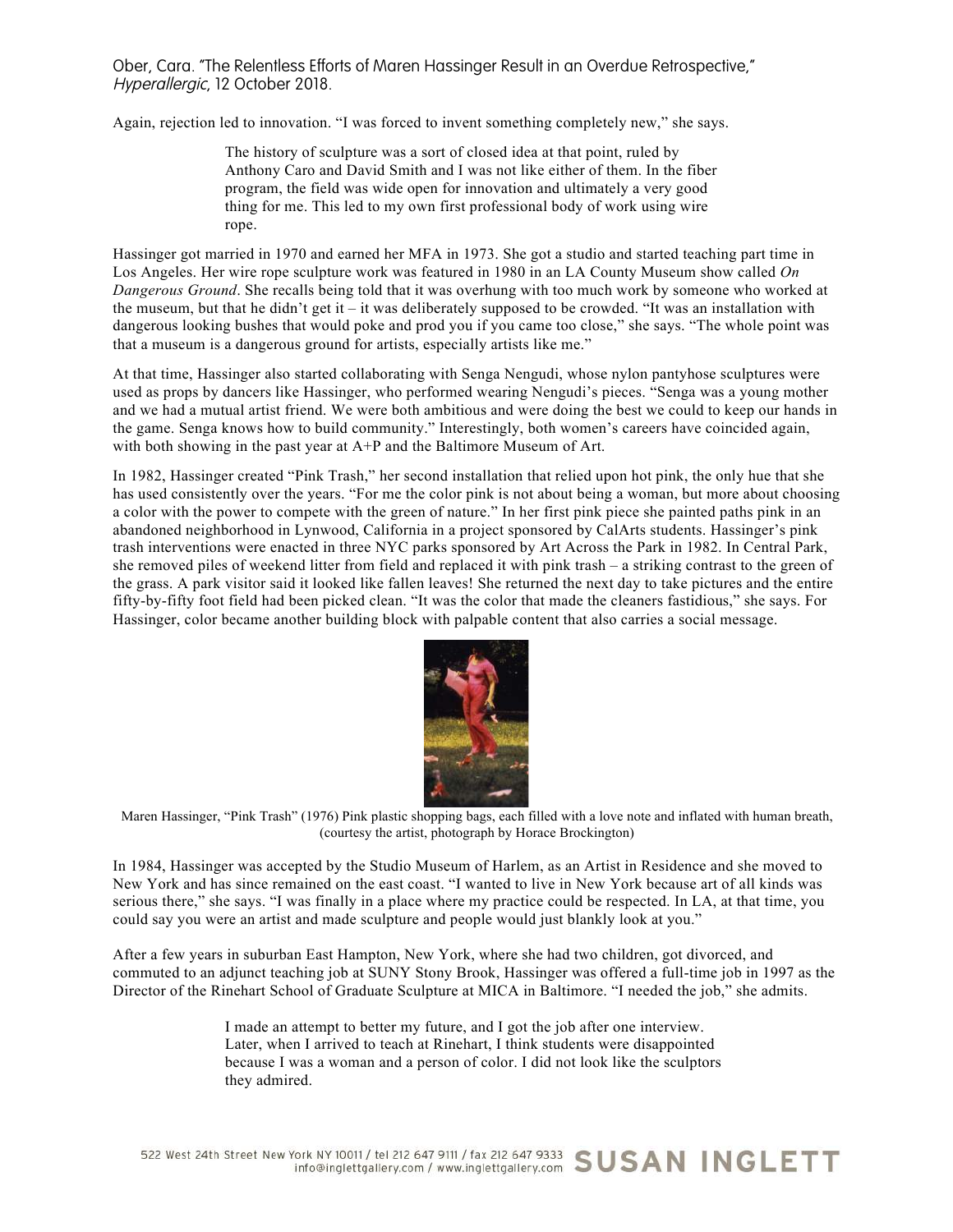Again, rejection led to innovation. "I was forced to invent something completely new," she says.

> The history of sculpture was a sort of closed idea at that point, ruled by Anthony Caro and David Smith and I was not like either of them. In the fiber program, the field was wide open for innovation and ultimately a very good thing for me. This led to my own first professional body of work using wire rope.

Hassinger got married in 1970 and earned her MFA in 1973. She got a studio and started teaching part time in Los Angeles. Her wire rope sculpture work was featured in 1980 in an LA County Museum show called *On Dangerous Ground*. She recalls being told that it was overhung with too much work by someone who worked at the museum, but that he didn't get it – it was deliberately supposed to be crowded. "It was an installation with dangerous looking bushes that would poke and prod you if you came too close," she says. "The whole point was that a museum is a dangerous ground for artists, especially artists like me."

At that time, Hassinger also started collaborating with Senga Nengudi, whose nylon pantyhose sculptures were used as props by dancers like Hassinger, who performed wearing Nengudi's pieces. "Senga was a young mother and we had a mutual artist friend. We were both ambitious and were doing the best we could to keep our hands in the game. Senga knows how to build community." Interestingly, both women's careers have coincided again, with both showing in the past year at A+P and the Baltimore Museum of Art.

In 1982, Hassinger created "Pink Trash," her second installation that relied upon hot pink, the only hue that she has used consistently over the years. "For me the color pink is not about being a woman, but more about choosing a color with the power to compete with the green of nature." In her first pink piece she painted paths pink in an abandoned neighborhood in Lynwood, California in a project sponsored by CalArts students. Hassinger's pink trash interventions were enacted in three NYC parks sponsored by Art Across the Park in 1982. In Central Park, she removed piles of weekend litter from field and replaced it with pink trash – a striking contrast to the green of the grass. A park visitor said it looked like fallen leaves! She returned the next day to take pictures and the entire fifty-by-fifty foot field had been picked clean. "It was the color that made the cleaners fastidious," she says. For Hassinger, color became another building block with palpable content that also carries a social message.

Maren Hassinger, "Pink Trash" (1976) Pink plastic shopping bags, each filled with a love note and inflated with human breath, (courtesy the artist, photograph by Horace Brockington)

In 1984, Hassinger was accepted by the Studio Museum of Harlem, as an Artist in Residence and she moved to New York and has since remained on the east coast. "I wanted to live in New York because art of all kinds was serious there," she says. "I was finally in a place where my practice could be respected. In LA, at that time, you could say you were an artist and made sculpture and people would just blankly look at you."

After a few years in suburban East Hampton, New York, where she had two children, got divorced, and commuted to an adjunct teaching job at SUNY Stony Brook, Hassinger was offered a full-time job in 1997 as the Director of the Rinehart School of Graduate Sculpture at MICA in Baltimore. "I needed the job," she admits.

> I made an attempt to better my future, and I got the job after one interview. Later, when I arrived to teach at Rinehart, I think students were disappointed because I was a woman and a person of color. I did not look like the sculptors they admired.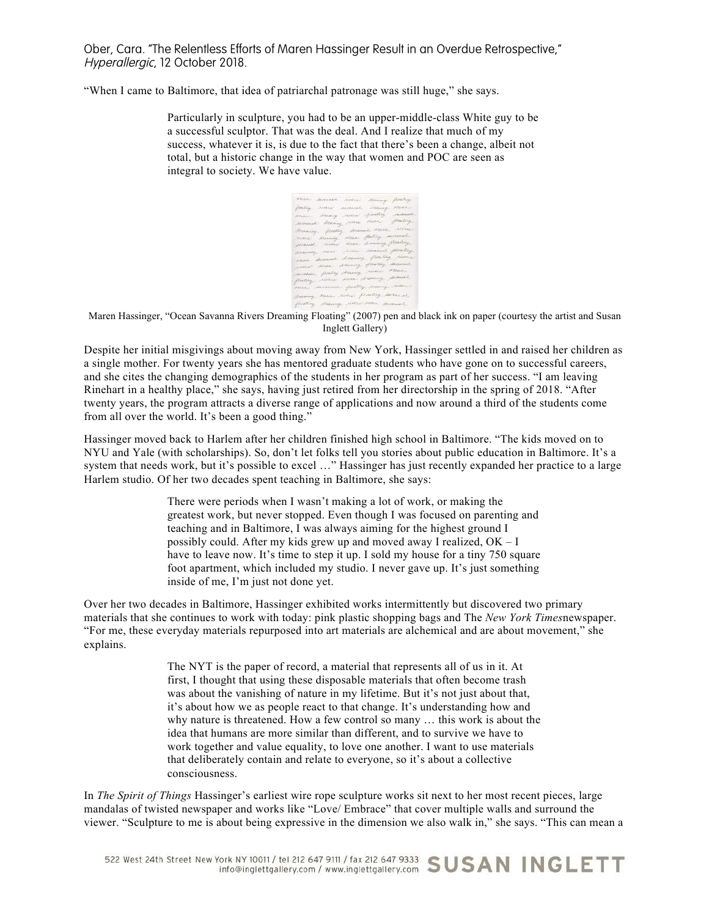"When I came to Baltimore, that idea of patriarchal patronage was still huge," she says.

> Particularly in sculpture, you had to be an upper-middle-class White guy to be a successful sculptor. That was the deal. And I realize that much of my success, whatever it is, is due to the fact that there's been a change, albeit not total, but a historic change in the way that women and POC are seen as integral to society. We have value.

Maren Hassinger, "Ocean Savanna Rivers Dreaming Floating" (2007) pen and black ink on paper (courtesy the artist and Susan Inglett Gallery)

Despite her initial misgivings about moving away from New York, Hassinger settled in and raised her children as a single mother. For twenty years she has mentored graduate students who have gone on to successful careers, and she cites the changing demographics of the students in her program as part of her success. "I am leaving Rinehart in a healthy place," she says, having just retired from her directorship in the spring of 2018. "After twenty years, the program attracts a diverse range of applications and now around a third of the students come from all over the world. It's been a good thing."

Hassinger moved back to Harlem after her children finished high school in Baltimore. "The kids moved on to NYU and Yale (with scholarships). So, don't let folks tell you stories about public education in Baltimore. It's a system that needs work, but it's possible to excel …" Hassinger has just recently expanded her practice to a large Harlem studio. Of her two decades spent teaching in Baltimore, she says:

> There were periods when I wasn't making a lot of work, or making the greatest work, but never stopped. Even though I was focused on parenting and teaching and in Baltimore, I was always aiming for the highest ground I possibly could. After my kids grew up and moved away I realized, OK – I have to leave now. It's time to step it up. I sold my house for a tiny 750 square foot apartment, which included my studio. I never gave up. It's just something inside of me, I'm just not done yet.

Over her two decades in Baltimore, Hassinger exhibited works intermittently but discovered two primary materials that she continues to work with today: pink plastic shopping bags and The *New York Times*newspaper. "For me, these everyday materials repurposed into art materials are alchemical and are about movement," she explains.

> The NYT is the paper of record, a material that represents all of us in it. At first, I thought that using these disposable materials that often become trash was about the vanishing of nature in my lifetime. But it's not just about that, it's about how we as people react to that change. It's understanding how and why nature is threatened. How a few control so many … this work is about the idea that humans are more similar than different, and to survive we have to work together and value equality, to love one another. I want to use materials that deliberately contain and relate to everyone, so it's about a collective consciousness.

In *The Spirit of Things* Hassinger's earliest wire rope sculpture works sit next to her most recent pieces, large mandalas of twisted newspaper and works like "Love/ Embrace" that cover multiple walls and surround the viewer. "Sculpture to me is about being expressive in the dimension we also walk in," she says. "This can mean a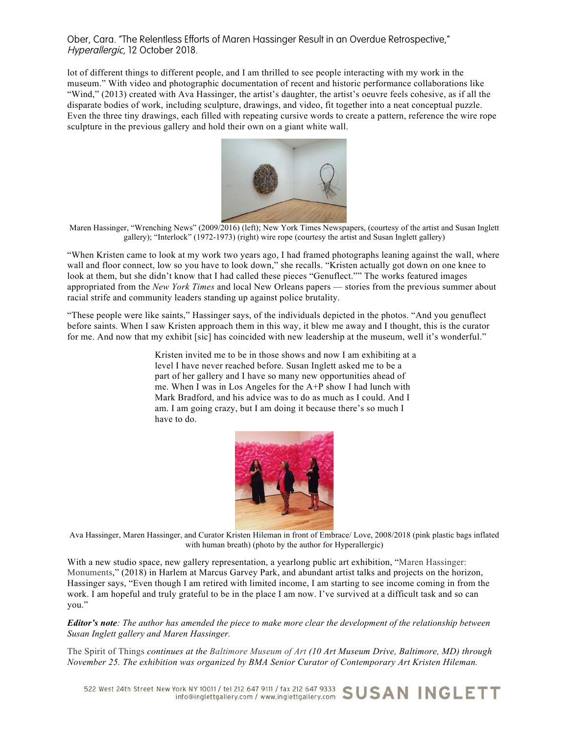lot of different things to different people, and I am thrilled to see people interacting with my work in the museum." With video and photographic documentation of recent and historic performance collaborations like "Wind," (2013) created with Ava Hassinger, the artist's daughter, the artist's oeuvre feels cohesive, as if all the disparate bodies of work, including sculpture, drawings, and video, fit together into a neat conceptual puzzle. Even the three tiny drawings, each filled with repeating cursive words to create a pattern, reference the wire rope sculpture in the previous gallery and hold their own on a giant white wall.

Maren Hassinger, "Wrenching News" (2009/2016) (left); New York Times Newspapers, (courtesy of the artist and Susan Inglett gallery); "Interlock" (1972-1973) (right) wire rope (courtesy the artist and Susan Inglett gallery)

"When Kristen came to look at my work two years ago, I had framed photographs leaning against the wall, where wall and floor connect, low so you have to look down," she recalls. "Kristen actually got down on one knee to look at them, but she didn't know that I had called these pieces "Genuflect."" The works featured images appropriated from the *New York Times* and local New Orleans papers — stories from the previous summer about racial strife and community leaders standing up against police brutality.

"These people were like saints," Hassinger says, of the individuals depicted in the photos. "And you genuflect before saints. When I saw Kristen approach them in this way, it blew me away and I thought, this is the curator for me. And now that my exhibit [sic] has coincided with new leadership at the museum, well it's wonderful."

> Kristen invited me to be in those shows and now I am exhibiting at a level I have never reached before. Susan Inglett asked me to be a part of her gallery and I have so many new opportunities ahead of me. When I was in Los Angeles for the A+P show I had lunch with Mark Bradford, and his advice was to do as much as I could. And I am. I am going crazy, but I am doing it because there's so much I have to do.

Ava Hassinger, Maren Hassinger, and Curator Kristen Hileman in front of Embrace/ Love, 2008/2018 (pink plastic bags inflated with human breath) (photo by the author for Hyperallergic)

With a new studio space, new gallery representation, a yearlong public art exhibition, "Maren Hassinger: Monuments," (2018) in Harlem at Marcus Garvey Park, and abundant artist talks and projects on the horizon, Hassinger says, "Even though I am retired with limited income, I am starting to see income coming in from the work. I am hopeful and truly grateful to be in the place I am now. I've survived at a difficult task and so can you."

***Editor's note**: The author has amended the piece to make more clear the development of the relationship between Susan Inglett gallery and Maren Hassinger.*

The Spirit of Things *continues at the* Baltimore Museum of Art *(10 Art Museum Drive, Baltimore, MD) through November 25. The exhibition was organized by BMA Senior Curator of Contemporary Art Kristen Hileman.*